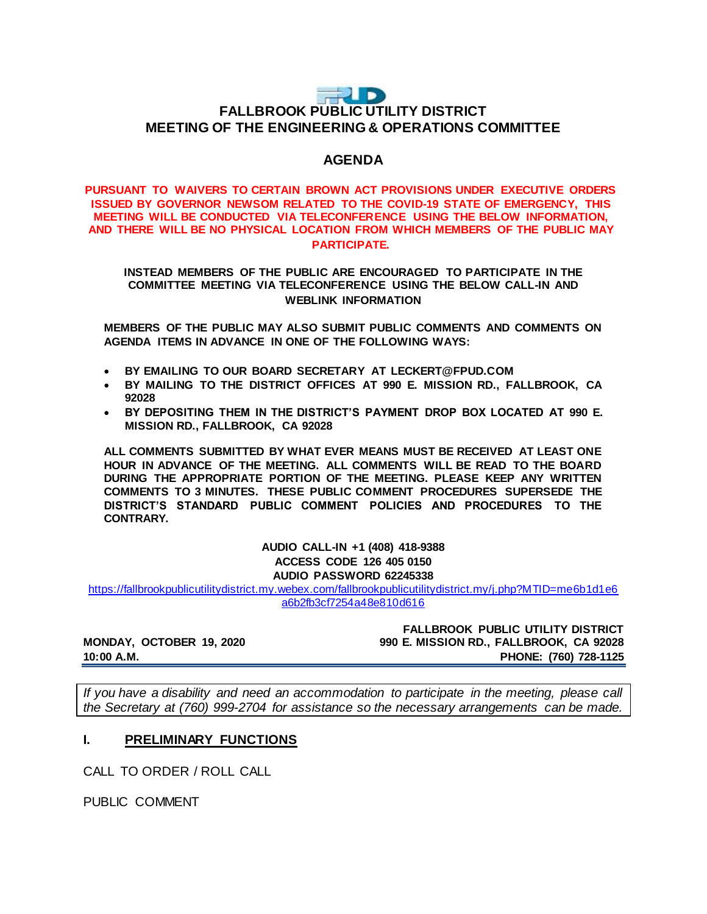# FALLBROOK PUBLIC UTILITY DISTRICT
## MEETING OF THE ENGINEERING & OPERATIONS COMMITTEE

## AGENDA

**PURSUANT TO WAIVERS TO CERTAIN BROWN ACT PROVISIONS UNDER EXECUTIVE ORDERS ISSUED BY GOVERNOR NEWSOM RELATED TO THE COVID-19 STATE OF EMERGENCY, THIS MEETING WILL BE CONDUCTED VIA TELECONFERENCE USING THE BELOW INFORMATION, AND THERE WILL BE NO PHYSICAL LOCATION FROM WHICH MEMBERS OF THE PUBLIC MAY PARTICIPATE.**

**INSTEAD MEMBERS OF THE PUBLIC ARE ENCOURAGED TO PARTICIPATE IN THE COMMITTEE MEETING VIA TELECONFERENCE USING THE BELOW CALL-IN AND WEBLINK INFORMATION**

**MEMBERS OF THE PUBLIC MAY ALSO SUBMIT PUBLIC COMMENTS AND COMMENTS ON AGENDA ITEMS IN ADVANCE IN ONE OF THE FOLLOWING WAYS:**

- **BY EMAILING TO OUR BOARD SECRETARY AT LECKERT@FPUD.COM**
- **BY MAILING TO THE DISTRICT OFFICES AT 990 E. MISSION RD., FALLBROOK, CA 92028**
- **BY DEPOSITING THEM IN THE DISTRICT'S PAYMENT DROP BOX LOCATED AT 990 E. MISSION RD., FALLBROOK, CA 92028**

**ALL COMMENTS SUBMITTED BY WHAT EVER MEANS MUST BE RECEIVED AT LEAST ONE HOUR IN ADVANCE OF THE MEETING. ALL COMMENTS WILL BE READ TO THE BOARD DURING THE APPROPRIATE PORTION OF THE MEETING. PLEASE KEEP ANY WRITTEN COMMENTS TO 3 MINUTES. THESE PUBLIC COMMENT PROCEDURES SUPERSEDE THE DISTRICT'S STANDARD PUBLIC COMMENT POLICIES AND PROCEDURES TO THE CONTRARY.**

**AUDIO CALL-IN +1 (408) 418-9388**
**ACCESS CODE 126 405 0150**
**AUDIO PASSWORD 62245338**
https://fallbrookpublicutilitydistrict.my.webex.com/fallbrookpublicutilitydistrict.my/j.php?MTID=me6b1d1e6a6b2fb3cf7254a48e810d616

**MONDAY, OCTOBER 19, 2020**
**10:00 A.M.**

**FALLBROOK PUBLIC UTILITY DISTRICT**
**990 E. MISSION RD., FALLBROOK, CA 92028**
**PHONE: (760) 728-1125**

*If you have a disability and need an accommodation to participate in the meeting, please call the Secretary at (760) 999-2704 for assistance so the necessary arrangements can be made.*

## I. PRELIMINARY FUNCTIONS

CALL TO ORDER / ROLL CALL

PUBLIC COMMENT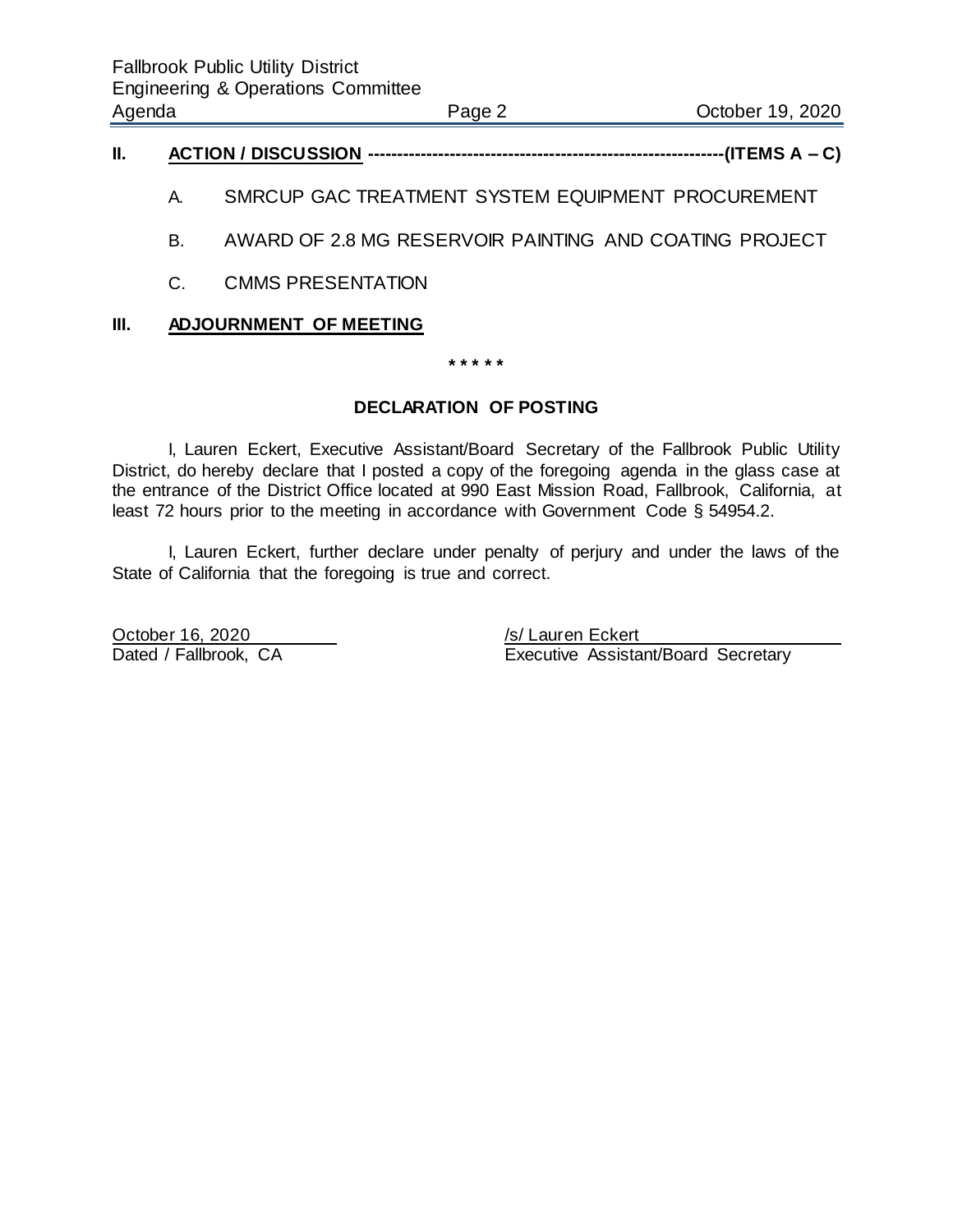## II. ACTION / DISCUSSION ------------------------------------------------------------(ITEMS A – C)

A. SMRCUP GAC TREATMENT SYSTEM EQUIPMENT PROCUREMENT

B. AWARD OF 2.8 MG RESERVOIR PAINTING AND COATING PROJECT

C. CMMS PRESENTATION

## III. ADJOURNMENT OF MEETING

\* \* \* \* \*

**DECLARATION OF POSTING**

I, Lauren Eckert, Executive Assistant/Board Secretary of the Fallbrook Public Utility District, do hereby declare that I posted a copy of the foregoing agenda in the glass case at the entrance of the District Office located at 990 East Mission Road, Fallbrook, California, at least 72 hours prior to the meeting in accordance with Government Code § 54954.2.

I, Lauren Eckert, further declare under penalty of perjury and under the laws of the State of California that the foregoing is true and correct.

October 16, 2020
Dated / Fallbrook, CA

/s/ Lauren Eckert
Executive Assistant/Board Secretary